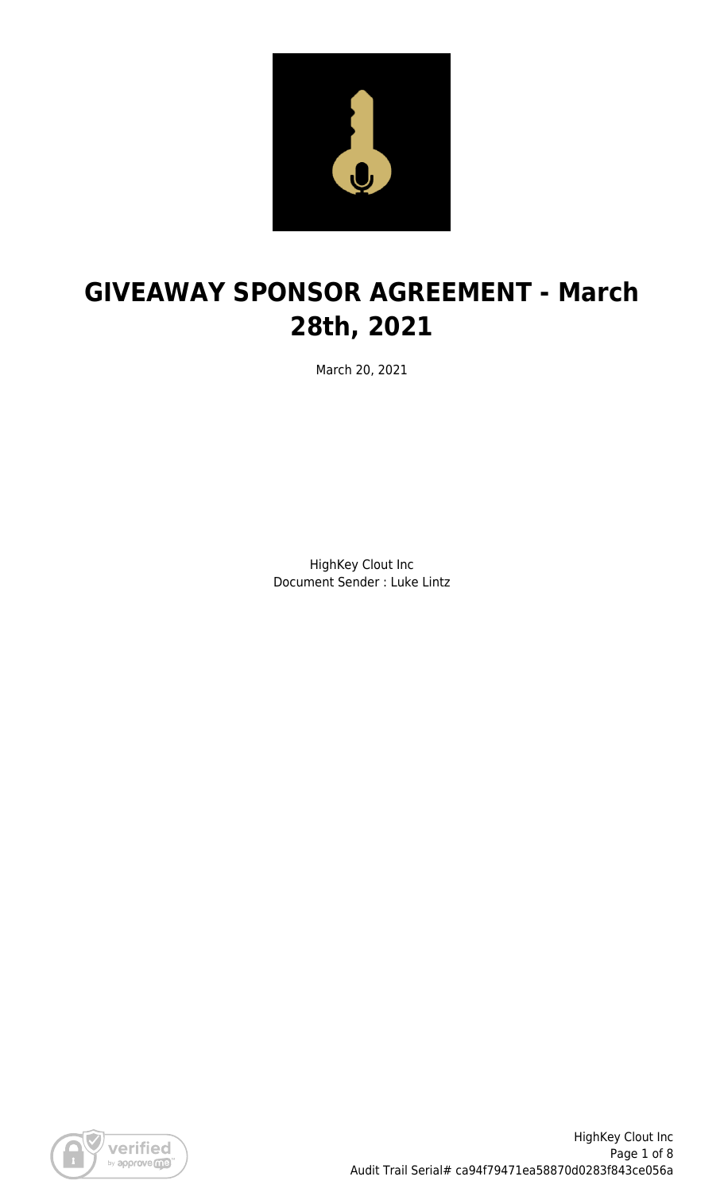# GIVEAWAY SPONSOR AGREEMENT - March 28th, 2021

March 20, 2021

HighKey Clout Inc
Document Sender : Luke Lintz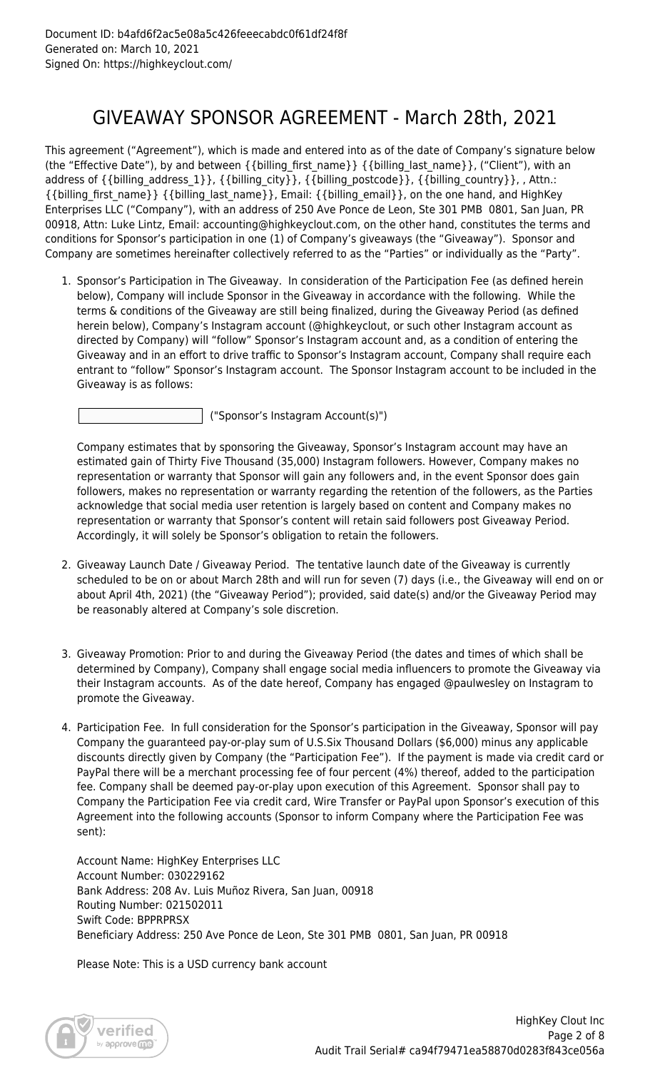Document ID: b4afd6f2ac5e08a5c426feeecabdc0f61df24f8f
Generated on: March 10, 2021
Signed On: https://highkeyclout.com/

# GIVEAWAY SPONSOR AGREEMENT - March 28th, 2021

This agreement ("Agreement"), which is made and entered into as of the date of Company's signature below (the "Effective Date"), by and between {{billing_first_name}} {{billing_last_name}}, ("Client"), with an address of {{billing_address_1}}, {{billing_city}}, {{billing_postcode}}, {{billing_country}}, , Attn.: {{billing_first_name}} {{billing_last_name}}, Email: {{billing_email}}, on the one hand, and HighKey Enterprises LLC ("Company"), with an address of 250 Ave Ponce de Leon, Ste 301 PMB 0801, San Juan, PR 00918, Attn: Luke Lintz, Email: accounting@highkeyclout.com, on the other hand, constitutes the terms and conditions for Sponsor's participation in one (1) of Company's giveaways (the "Giveaway"). Sponsor and Company are sometimes hereinafter collectively referred to as the "Parties" or individually as the "Party".

1. Sponsor's Participation in The Giveaway. In consideration of the Participation Fee (as defined herein below), Company will include Sponsor in the Giveaway in accordance with the following. While the terms & conditions of the Giveaway are still being finalized, during the Giveaway Period (as defined herein below), Company's Instagram account (@highkeyclout, or such other Instagram account as directed by Company) will "follow" Sponsor's Instagram account and, as a condition of entering the Giveaway and in an effort to drive traffic to Sponsor's Instagram account, Company shall require each entrant to "follow" Sponsor's Instagram account. The Sponsor Instagram account to be included in the Giveaway is as follows:

   ____________________ ("Sponsor's Instagram Account(s)")

   Company estimates that by sponsoring the Giveaway, Sponsor's Instagram account may have an estimated gain of Thirty Five Thousand (35,000) Instagram followers. However, Company makes no representation or warranty that Sponsor will gain any followers and, in the event Sponsor does gain followers, makes no representation or warranty regarding the retention of the followers, as the Parties acknowledge that social media user retention is largely based on content and Company makes no representation or warranty that Sponsor's content will retain said followers post Giveaway Period. Accordingly, it will solely be Sponsor's obligation to retain the followers.

2. Giveaway Launch Date / Giveaway Period. The tentative launch date of the Giveaway is currently scheduled to be on or about March 28th and will run for seven (7) days (i.e., the Giveaway will end on or about April 4th, 2021) (the "Giveaway Period"); provided, said date(s) and/or the Giveaway Period may be reasonably altered at Company's sole discretion.

3. Giveaway Promotion: Prior to and during the Giveaway Period (the dates and times of which shall be determined by Company), Company shall engage social media influencers to promote the Giveaway via their Instagram accounts. As of the date hereof, Company has engaged @paulwesley on Instagram to promote the Giveaway.

4. Participation Fee. In full consideration for the Sponsor's participation in the Giveaway, Sponsor will pay Company the guaranteed pay-or-play sum of U.S.Six Thousand Dollars ($6,000) minus any applicable discounts directly given by Company (the "Participation Fee"). If the payment is made via credit card or PayPal there will be a merchant processing fee of four percent (4%) thereof, added to the participation fee. Company shall be deemed pay-or-play upon execution of this Agreement. Sponsor shall pay to Company the Participation Fee via credit card, Wire Transfer or PayPal upon Sponsor's execution of this Agreement into the following accounts (Sponsor to inform Company where the Participation Fee was sent):

   Account Name: HighKey Enterprises LLC
   Account Number: 030229162
   Bank Address: 208 Av. Luis Muñoz Rivera, San Juan, 00918
   Routing Number: 021502011
   Swift Code: BPPRPRSX
   Beneficiary Address: 250 Ave Ponce de Leon, Ste 301 PMB 0801, San Juan, PR 00918

   Please Note: This is a USD currency bank account

HighKey Clout Inc
Audit Trail Serial# ca94f79471ea58870d0283f843ce056a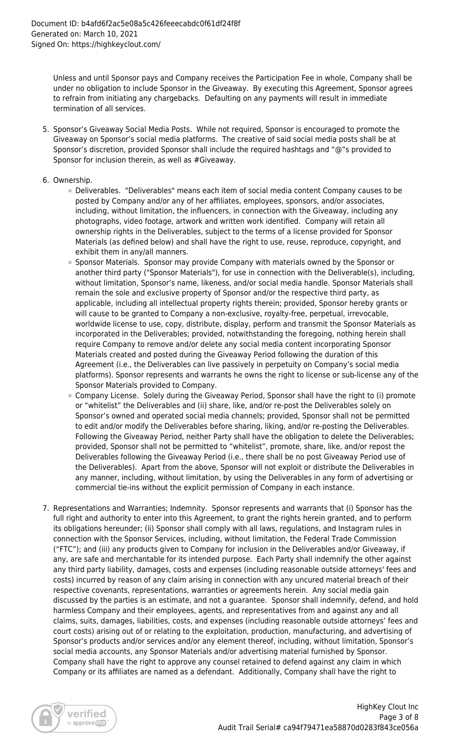Unless and until Sponsor pays and Company receives the Participation Fee in whole, Company shall be under no obligation to include Sponsor in the Giveaway. By executing this Agreement, Sponsor agrees to refrain from initiating any chargebacks. Defaulting on any payments will result in immediate termination of all services.

5. Sponsor's Giveaway Social Media Posts. While not required, Sponsor is encouraged to promote the Giveaway on Sponsor's social media platforms. The creative of said social media posts shall be at Sponsor's discretion, provided Sponsor shall include the required hashtags and "@"s provided to Sponsor for inclusion therein, as well as #Giveaway.

6. Ownership.
   - Deliverables. "Deliverables" means each item of social media content Company causes to be posted by Company and/or any of her affiliates, employees, sponsors, and/or associates, including, without limitation, the influencers, in connection with the Giveaway, including any photographs, video footage, artwork and written work identified. Company will retain all ownership rights in the Deliverables, subject to the terms of a license provided for Sponsor Materials (as defined below) and shall have the right to use, reuse, reproduce, copyright, and exhibit them in any/all manners.
   - Sponsor Materials. Sponsor may provide Company with materials owned by the Sponsor or another third party ("Sponsor Materials"), for use in connection with the Deliverable(s), including, without limitation, Sponsor's name, likeness, and/or social media handle. Sponsor Materials shall remain the sole and exclusive property of Sponsor and/or the respective third party, as applicable, including all intellectual property rights therein; provided, Sponsor hereby grants or will cause to be granted to Company a non-exclusive, royalty-free, perpetual, irrevocable, worldwide license to use, copy, distribute, display, perform and transmit the Sponsor Materials as incorporated in the Deliverables; provided, notwithstanding the foregoing, nothing herein shall require Company to remove and/or delete any social media content incorporating Sponsor Materials created and posted during the Giveaway Period following the duration of this Agreement (i.e., the Deliverables can live passively in perpetuity on Company's social media platforms). Sponsor represents and warrants he owns the right to license or sub-license any of the Sponsor Materials provided to Company.
   - Company License. Solely during the Giveaway Period, Sponsor shall have the right to (i) promote or "whitelist" the Deliverables and (ii) share, like, and/or re-post the Deliverables solely on Sponsor's owned and operated social media channels; provided, Sponsor shall not be permitted to edit and/or modify the Deliverables before sharing, liking, and/or re-posting the Deliverables. Following the Giveaway Period, neither Party shall have the obligation to delete the Deliverables; provided, Sponsor shall not be permitted to "whitelist", promote, share, like, and/or repost the Deliverables following the Giveaway Period (i.e., there shall be no post Giveaway Period use of the Deliverables). Apart from the above, Sponsor will not exploit or distribute the Deliverables in any manner, including, without limitation, by using the Deliverables in any form of advertising or commercial tie-ins without the explicit permission of Company in each instance.

7. Representations and Warranties; Indemnity. Sponsor represents and warrants that (i) Sponsor has the full right and authority to enter into this Agreement, to grant the rights herein granted, and to perform its obligations hereunder; (ii) Sponsor shall comply with all laws, regulations, and Instagram rules in connection with the Sponsor Services, including, without limitation, the Federal Trade Commission ("FTC"); and (iii) any products given to Company for inclusion in the Deliverables and/or Giveaway, if any, are safe and merchantable for its intended purpose. Each Party shall indemnify the other against any third party liability, damages, costs and expenses (including reasonable outside attorneys' fees and costs) incurred by reason of any claim arising in connection with any uncured material breach of their respective covenants, representations, warranties or agreements herein. Any social media gain discussed by the parties is an estimate, and not a guarantee. Sponsor shall indemnify, defend, and hold harmless Company and their employees, agents, and representatives from and against any and all claims, suits, damages, liabilities, costs, and expenses (including reasonable outside attorneys' fees and court costs) arising out of or relating to the exploitation, production, manufacturing, and advertising of Sponsor's products and/or services and/or any element thereof, including, without limitation, Sponsor's social media accounts, any Sponsor Materials and/or advertising material furnished by Sponsor. Company shall have the right to approve any counsel retained to defend against any claim in which Company or its affiliates are named as a defendant. Additionally, Company shall have the right to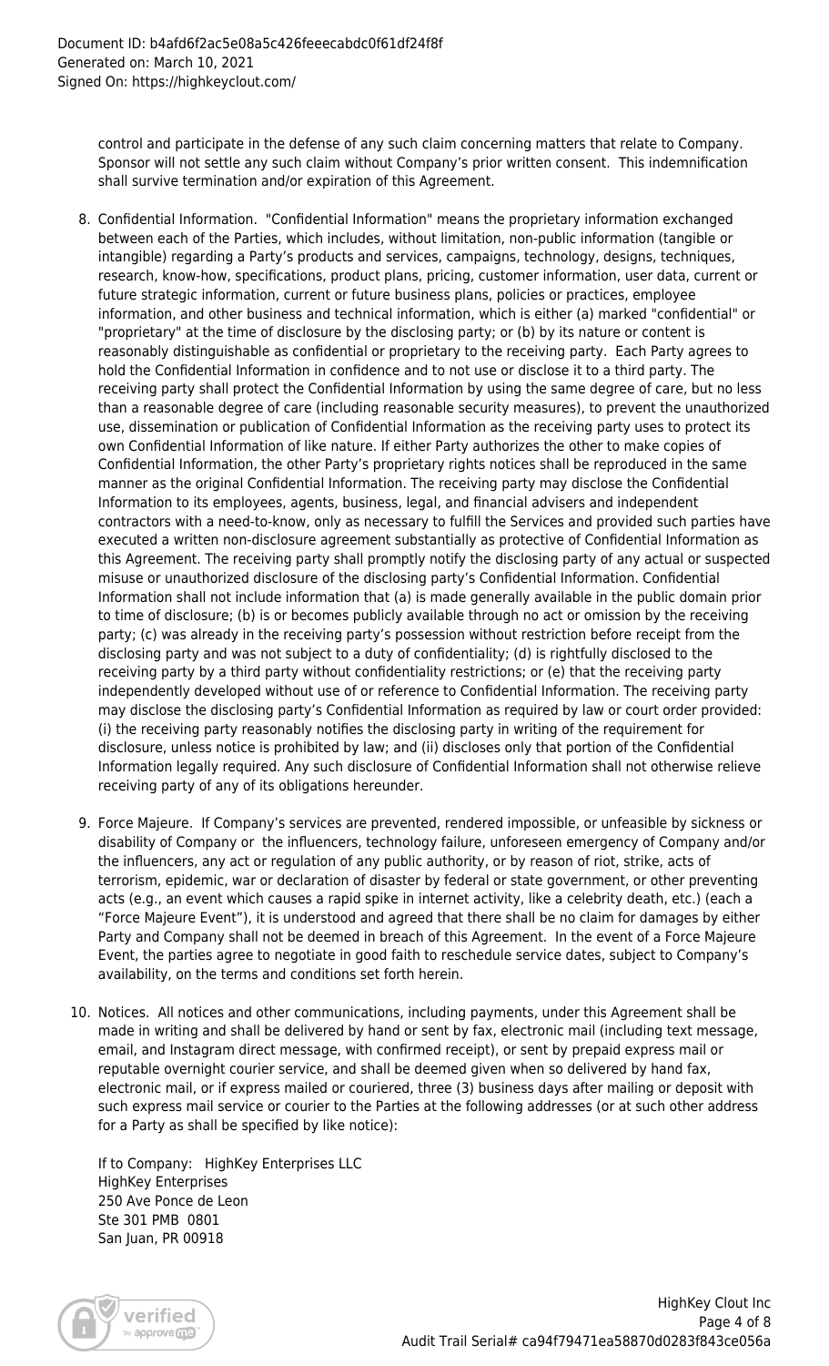control and participate in the defense of any such claim concerning matters that relate to Company. Sponsor will not settle any such claim without Company's prior written consent. This indemnification shall survive termination and/or expiration of this Agreement.

8. Confidential Information. "Confidential Information" means the proprietary information exchanged between each of the Parties, which includes, without limitation, non-public information (tangible or intangible) regarding a Party's products and services, campaigns, technology, designs, techniques, research, know-how, specifications, product plans, pricing, customer information, user data, current or future strategic information, current or future business plans, policies or practices, employee information, and other business and technical information, which is either (a) marked "confidential" or "proprietary" at the time of disclosure by the disclosing party; or (b) by its nature or content is reasonably distinguishable as confidential or proprietary to the receiving party. Each Party agrees to hold the Confidential Information in confidence and to not use or disclose it to a third party. The receiving party shall protect the Confidential Information by using the same degree of care, but no less than a reasonable degree of care (including reasonable security measures), to prevent the unauthorized use, dissemination or publication of Confidential Information as the receiving party uses to protect its own Confidential Information of like nature. If either Party authorizes the other to make copies of Confidential Information, the other Party's proprietary rights notices shall be reproduced in the same manner as the original Confidential Information. The receiving party may disclose the Confidential Information to its employees, agents, business, legal, and financial advisers and independent contractors with a need-to-know, only as necessary to fulfill the Services and provided such parties have executed a written non-disclosure agreement substantially as protective of Confidential Information as this Agreement. The receiving party shall promptly notify the disclosing party of any actual or suspected misuse or unauthorized disclosure of the disclosing party's Confidential Information. Confidential Information shall not include information that (a) is made generally available in the public domain prior to time of disclosure; (b) is or becomes publicly available through no act or omission by the receiving party; (c) was already in the receiving party's possession without restriction before receipt from the disclosing party and was not subject to a duty of confidentiality; (d) is rightfully disclosed to the receiving party by a third party without confidentiality restrictions; or (e) that the receiving party independently developed without use of or reference to Confidential Information. The receiving party may disclose the disclosing party's Confidential Information as required by law or court order provided: (i) the receiving party reasonably notifies the disclosing party in writing of the requirement for disclosure, unless notice is prohibited by law; and (ii) discloses only that portion of the Confidential Information legally required. Any such disclosure of Confidential Information shall not otherwise relieve receiving party of any of its obligations hereunder.

9. Force Majeure. If Company's services are prevented, rendered impossible, or unfeasible by sickness or disability of Company or the influencers, technology failure, unforeseen emergency of Company and/or the influencers, any act or regulation of any public authority, or by reason of riot, strike, acts of terrorism, epidemic, war or declaration of disaster by federal or state government, or other preventing acts (e.g., an event which causes a rapid spike in internet activity, like a celebrity death, etc.) (each a "Force Majeure Event"), it is understood and agreed that there shall be no claim for damages by either Party and Company shall not be deemed in breach of this Agreement. In the event of a Force Majeure Event, the parties agree to negotiate in good faith to reschedule service dates, subject to Company's availability, on the terms and conditions set forth herein.

10. Notices. All notices and other communications, including payments, under this Agreement shall be made in writing and shall be delivered by hand or sent by fax, electronic mail (including text message, email, and Instagram direct message, with confirmed receipt), or sent by prepaid express mail or reputable overnight courier service, and shall be deemed given when so delivered by hand fax, electronic mail, or if express mailed or couriered, three (3) business days after mailing or deposit with such express mail service or courier to the Parties at the following addresses (or at such other address for a Party as shall be specified by like notice):

    If to Company: HighKey Enterprises LLC
    HighKey Enterprises
    250 Ave Ponce de Leon
    Ste 301 PMB 0801
    San Juan, PR 00918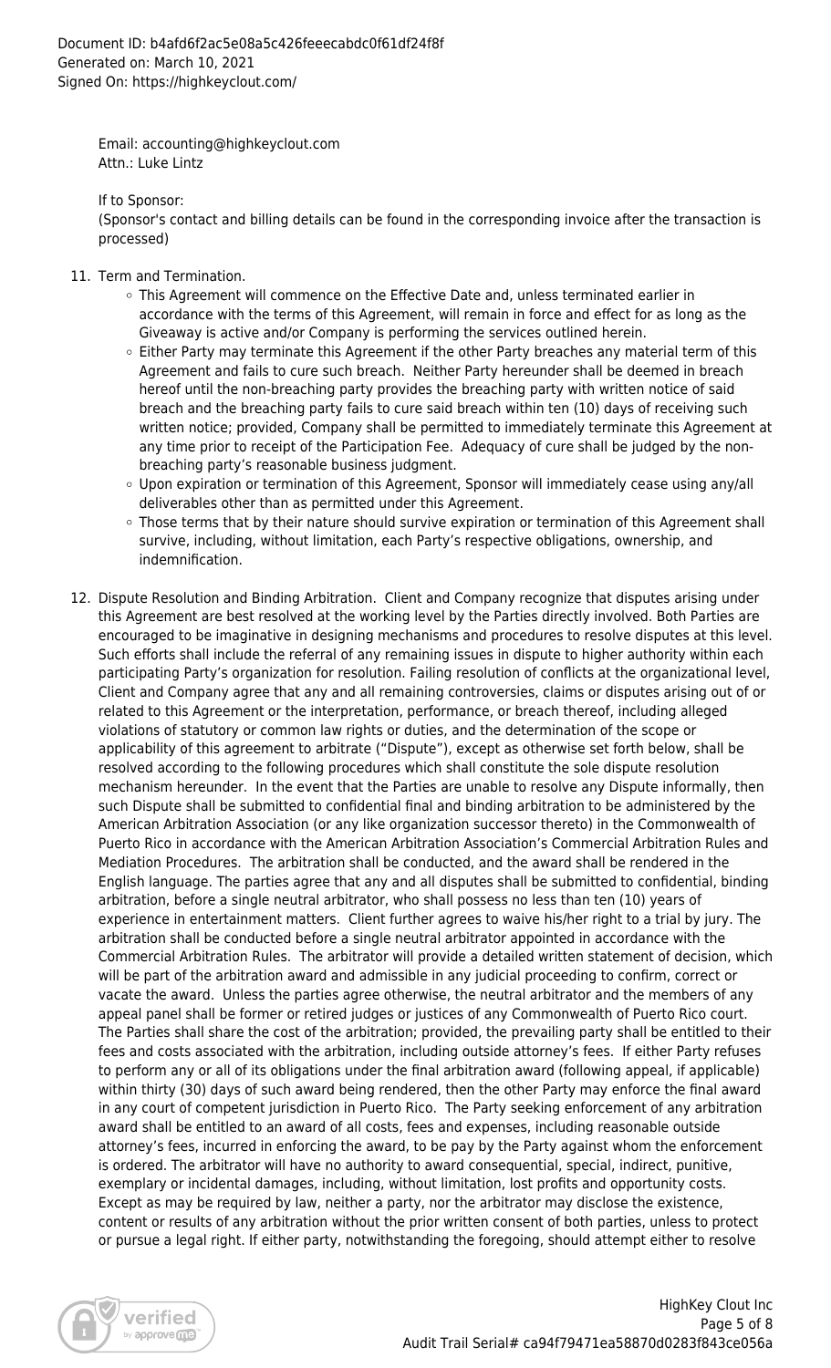Email: accounting@highkeyclout.com
Attn.: Luke Lintz

If to Sponsor:
(Sponsor's contact and billing details can be found in the corresponding invoice after the transaction is processed)

11. Term and Termination.
    - This Agreement will commence on the Effective Date and, unless terminated earlier in accordance with the terms of this Agreement, will remain in force and effect for as long as the Giveaway is active and/or Company is performing the services outlined herein.
    - Either Party may terminate this Agreement if the other Party breaches any material term of this Agreement and fails to cure such breach. Neither Party hereunder shall be deemed in breach hereof until the non-breaching party provides the breaching party with written notice of said breach and the breaching party fails to cure said breach within ten (10) days of receiving such written notice; provided, Company shall be permitted to immediately terminate this Agreement at any time prior to receipt of the Participation Fee. Adequacy of cure shall be judged by the non-breaching party's reasonable business judgment.
    - Upon expiration or termination of this Agreement, Sponsor will immediately cease using any/all deliverables other than as permitted under this Agreement.
    - Those terms that by their nature should survive expiration or termination of this Agreement shall survive, including, without limitation, each Party's respective obligations, ownership, and indemnification.

12. Dispute Resolution and Binding Arbitration. Client and Company recognize that disputes arising under this Agreement are best resolved at the working level by the Parties directly involved. Both Parties are encouraged to be imaginative in designing mechanisms and procedures to resolve disputes at this level. Such efforts shall include the referral of any remaining issues in dispute to higher authority within each participating Party's organization for resolution. Failing resolution of conflicts at the organizational level, Client and Company agree that any and all remaining controversies, claims or disputes arising out of or related to this Agreement or the interpretation, performance, or breach thereof, including alleged violations of statutory or common law rights or duties, and the determination of the scope or applicability of this agreement to arbitrate ("Dispute"), except as otherwise set forth below, shall be resolved according to the following procedures which shall constitute the sole dispute resolution mechanism hereunder. In the event that the Parties are unable to resolve any Dispute informally, then such Dispute shall be submitted to confidential final and binding arbitration to be administered by the American Arbitration Association (or any like organization successor thereto) in the Commonwealth of Puerto Rico in accordance with the American Arbitration Association's Commercial Arbitration Rules and Mediation Procedures. The arbitration shall be conducted, and the award shall be rendered in the English language. The parties agree that any and all disputes shall be submitted to confidential, binding arbitration, before a single neutral arbitrator, who shall possess no less than ten (10) years of experience in entertainment matters. Client further agrees to waive his/her right to a trial by jury. The arbitration shall be conducted before a single neutral arbitrator appointed in accordance with the Commercial Arbitration Rules. The arbitrator will provide a detailed written statement of decision, which will be part of the arbitration award and admissible in any judicial proceeding to confirm, correct or vacate the award. Unless the parties agree otherwise, the neutral arbitrator and the members of any appeal panel shall be former or retired judges or justices of any Commonwealth of Puerto Rico court. The Parties shall share the cost of the arbitration; provided, the prevailing party shall be entitled to their fees and costs associated with the arbitration, including outside attorney's fees. If either Party refuses to perform any or all of its obligations under the final arbitration award (following appeal, if applicable) within thirty (30) days of such award being rendered, then the other Party may enforce the final award in any court of competent jurisdiction in Puerto Rico. The Party seeking enforcement of any arbitration award shall be entitled to an award of all costs, fees and expenses, including reasonable outside attorney's fees, incurred in enforcing the award, to be pay by the Party against whom the enforcement is ordered. The arbitrator will have no authority to award consequential, special, indirect, punitive, exemplary or incidental damages, including, without limitation, lost profits and opportunity costs. Except as may be required by law, neither a party, nor the arbitrator may disclose the existence, content or results of any arbitration without the prior written consent of both parties, unless to protect or pursue a legal right. If either party, notwithstanding the foregoing, should attempt either to resolve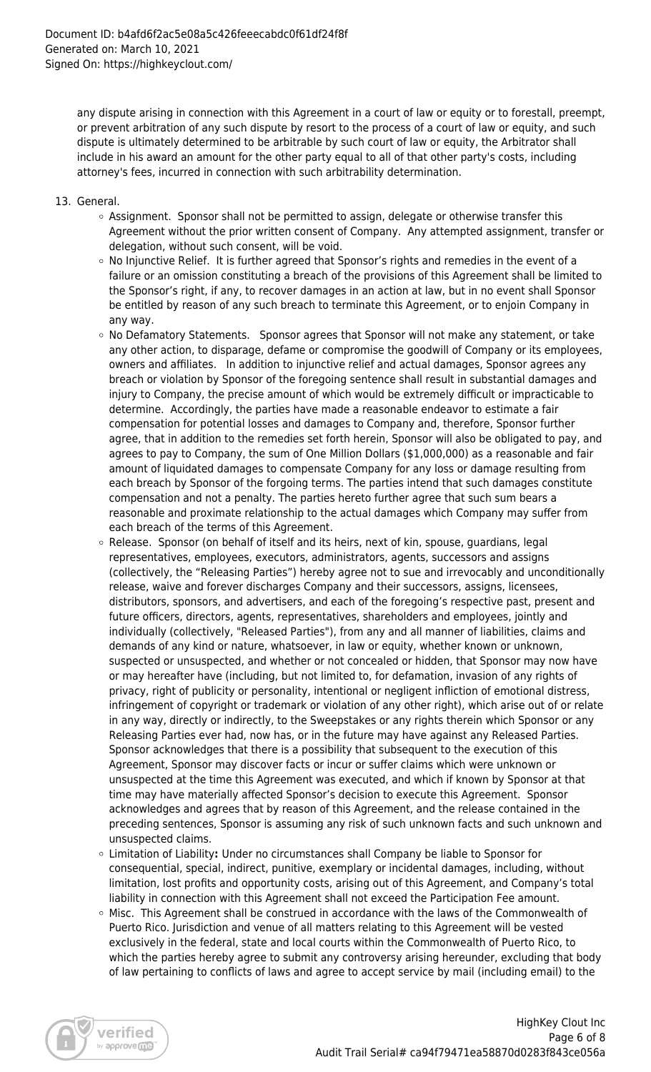any dispute arising in connection with this Agreement in a court of law or equity or to forestall, preempt, or prevent arbitration of any such dispute by resort to the process of a court of law or equity, and such dispute is ultimately determined to be arbitrable by such court of law or equity, the Arbitrator shall include in his award an amount for the other party equal to all of that other party's costs, including attorney's fees, incurred in connection with such arbitrability determination.

13. General.
    - Assignment. Sponsor shall not be permitted to assign, delegate or otherwise transfer this Agreement without the prior written consent of Company. Any attempted assignment, transfer or delegation, without such consent, will be void.
    - No Injunctive Relief. It is further agreed that Sponsor's rights and remedies in the event of a failure or an omission constituting a breach of the provisions of this Agreement shall be limited to the Sponsor's right, if any, to recover damages in an action at law, but in no event shall Sponsor be entitled by reason of any such breach to terminate this Agreement, or to enjoin Company in any way.
    - No Defamatory Statements. Sponsor agrees that Sponsor will not make any statement, or take any other action, to disparage, defame or compromise the goodwill of Company or its employees, owners and affiliates. In addition to injunctive relief and actual damages, Sponsor agrees any breach or violation by Sponsor of the foregoing sentence shall result in substantial damages and injury to Company, the precise amount of which would be extremely difficult or impracticable to determine. Accordingly, the parties have made a reasonable endeavor to estimate a fair compensation for potential losses and damages to Company and, therefore, Sponsor further agree, that in addition to the remedies set forth herein, Sponsor will also be obligated to pay, and agrees to pay to Company, the sum of One Million Dollars ($1,000,000) as a reasonable and fair amount of liquidated damages to compensate Company for any loss or damage resulting from each breach by Sponsor of the forgoing terms. The parties intend that such damages constitute compensation and not a penalty. The parties hereto further agree that such sum bears a reasonable and proximate relationship to the actual damages which Company may suffer from each breach of the terms of this Agreement.
    - Release. Sponsor (on behalf of itself and its heirs, next of kin, spouse, guardians, legal representatives, employees, executors, administrators, agents, successors and assigns (collectively, the "Releasing Parties") hereby agree not to sue and irrevocably and unconditionally release, waive and forever discharges Company and their successors, assigns, licensees, distributors, sponsors, and advertisers, and each of the foregoing's respective past, present and future officers, directors, agents, representatives, shareholders and employees, jointly and individually (collectively, "Released Parties"), from any and all manner of liabilities, claims and demands of any kind or nature, whatsoever, in law or equity, whether known or unknown, suspected or unsuspected, and whether or not concealed or hidden, that Sponsor may now have or may hereafter have (including, but not limited to, for defamation, invasion of any rights of privacy, right of publicity or personality, intentional or negligent infliction of emotional distress, infringement of copyright or trademark or violation of any other right), which arise out of or relate in any way, directly or indirectly, to the Sweepstakes or any rights therein which Sponsor or any Releasing Parties ever had, now has, or in the future may have against any Released Parties. Sponsor acknowledges that there is a possibility that subsequent to the execution of this Agreement, Sponsor may discover facts or incur or suffer claims which were unknown or unsuspected at the time this Agreement was executed, and which if known by Sponsor at that time may have materially affected Sponsor's decision to execute this Agreement. Sponsor acknowledges and agrees that by reason of this Agreement, and the release contained in the preceding sentences, Sponsor is assuming any risk of such unknown facts and such unknown and unsuspected claims.
    - Limitation of Liability**:** Under no circumstances shall Company be liable to Sponsor for consequential, special, indirect, punitive, exemplary or incidental damages, including, without limitation, lost profits and opportunity costs, arising out of this Agreement, and Company's total liability in connection with this Agreement shall not exceed the Participation Fee amount.
    - Misc. This Agreement shall be construed in accordance with the laws of the Commonwealth of Puerto Rico. Jurisdiction and venue of all matters relating to this Agreement will be vested exclusively in the federal, state and local courts within the Commonwealth of Puerto Rico, to which the parties hereby agree to submit any controversy arising hereunder, excluding that body of law pertaining to conflicts of laws and agree to accept service by mail (including email) to the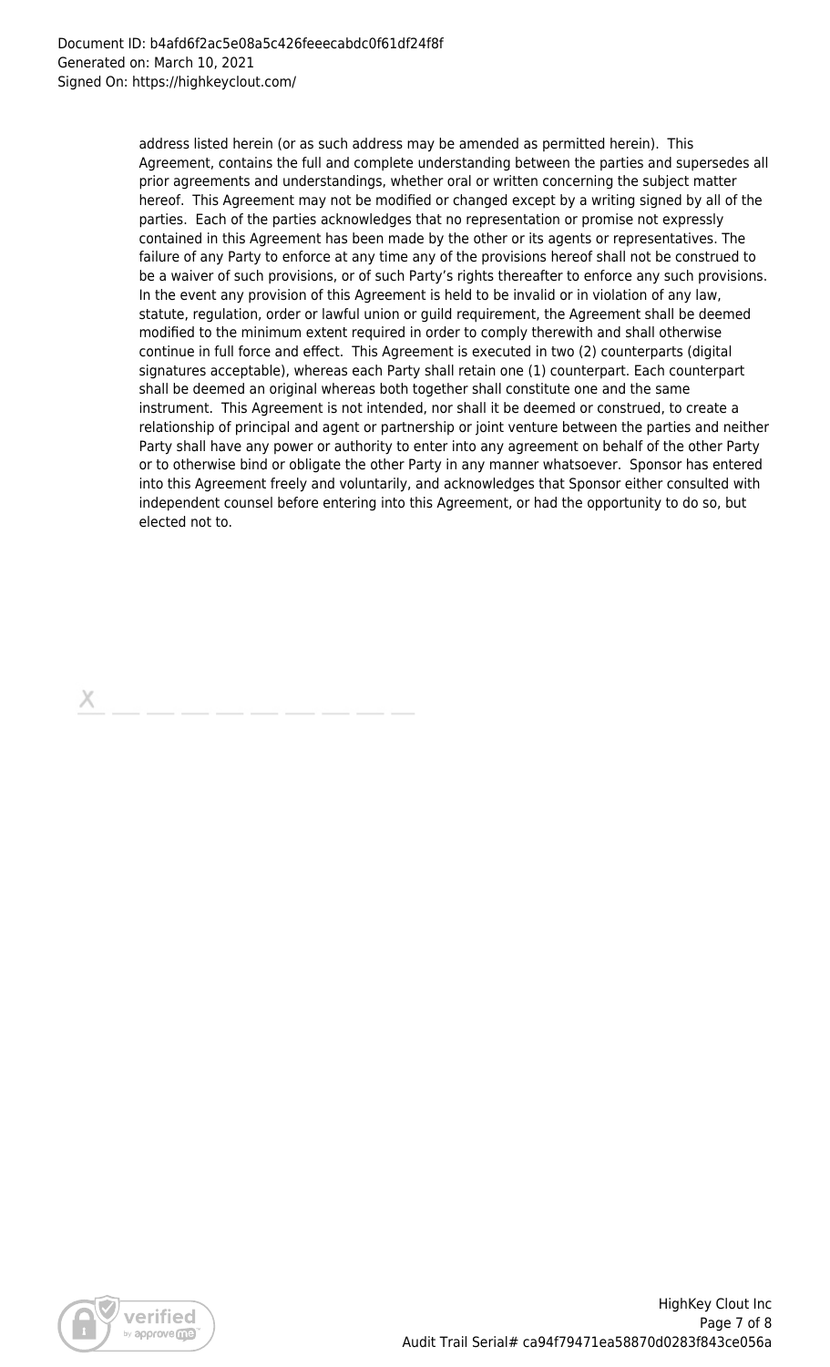address listed herein (or as such address may be amended as permitted herein). This Agreement, contains the full and complete understanding between the parties and supersedes all prior agreements and understandings, whether oral or written concerning the subject matter hereof. This Agreement may not be modified or changed except by a writing signed by all of the parties. Each of the parties acknowledges that no representation or promise not expressly contained in this Agreement has been made by the other or its agents or representatives. The failure of any Party to enforce at any time any of the provisions hereof shall not be construed to be a waiver of such provisions, or of such Party's rights thereafter to enforce any such provisions. In the event any provision of this Agreement is held to be invalid or in violation of any law, statute, regulation, order or lawful union or guild requirement, the Agreement shall be deemed modified to the minimum extent required in order to comply therewith and shall otherwise continue in full force and effect. This Agreement is executed in two (2) counterparts (digital signatures acceptable), whereas each Party shall retain one (1) counterpart. Each counterpart shall be deemed an original whereas both together shall constitute one and the same instrument. This Agreement is not intended, nor shall it be deemed or construed, to create a relationship of principal and agent or partnership or joint venture between the parties and neither Party shall have any power or authority to enter into any agreement on behalf of the other Party or to otherwise bind or obligate the other Party in any manner whatsoever. Sponsor has entered into this Agreement freely and voluntarily, and acknowledges that Sponsor either consulted with independent counsel before entering into this Agreement, or had the opportunity to do so, but elected not to.

X \_\_\_\_\_\_\_\_\_\_\_\_\_\_\_\_\_\_\_\_\_\_\_\_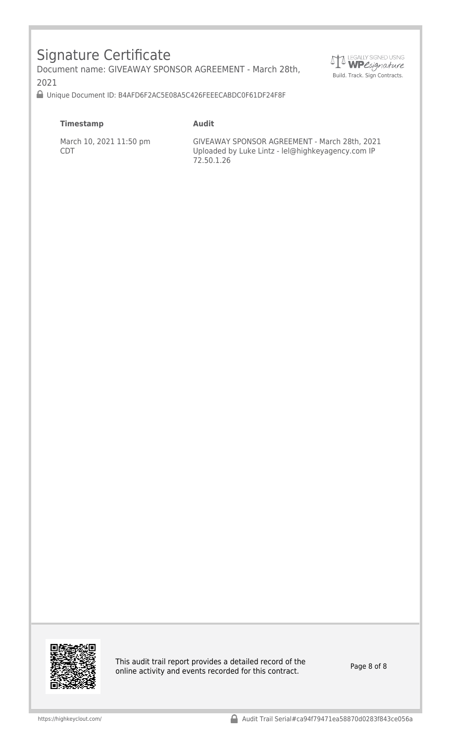# Signature Certificate

Document name: GIVEAWAY SPONSOR AGREEMENT - March 28th, 2021

LEGALLY SIGNED USING **WP**esignature
Build. Track. Sign Contracts.

🔒 Unique Document ID: B4AFD6F2AC5E08A5C426FEEECABDC0F61DF24F8F

| Timestamp | Audit |
| --- | --- |
| March 10, 2021 11:50 pm CDT | GIVEAWAY SPONSOR AGREEMENT - March 28th, 2021 Uploaded by Luke Lintz - lel@highkeyagency.com IP 72.50.1.26 |

This audit trail report provides a detailed record of the online activity and events recorded for this contract.

https://highkeyclout.com/

🔒 Audit Trail Serial#ca94f79471ea58870d0283f843ce056a